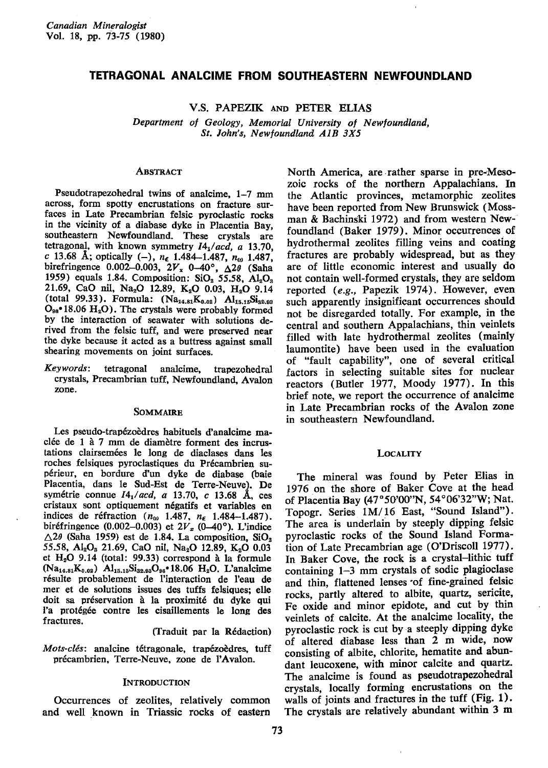# TETRAGONAL ANALCIME FROM SOUTHEASTERN NEWFOUNDLAND

V.S. PAPEZIK AND PETER ELIAS

*Department of Geology, Memorial University of Newfoundland, St. John's, Newfoundland A1B 3X5*

## ABSTRACT

Pseudotrapezohedral twins of analcime, 1–7 mm across, form spotty encrustations on fracture surfaces in Late Precambrian felsic pyroclastic rocks in the vicinity of a diabase dyke in Placentia Bay, southeastern Newfoundland. These crystals are tetragonal, with known symmetry $I4_1/acd$, *a* 13.70, *c* 13.68 Å; optically (–), $n_\epsilon$ 1.484–1.487, $n_\omega$ 1.487, birefringence 0.002–0.003, $2V_x$ 0–40°, $\Delta 2\theta$ (Saha 1959) equals 1.84. Composition: $SiO_2$ 55.58, $Al_2O_3$ 21.69, CaO nil, $Na_2O$ 12.89, $K_2O$ 0.03, $H_2O$ 9.14 (total 99.33). Formula: $(Na_{14.81}K_{0.02})\ Al_{15.15}Si_{32.93}O_{96}\cdot 18.06\ H_2O$). The crystals were probably formed by the interaction of seawater with solutions derived from the felsic tuff, and were preserved near the dyke because it acted as a buttress against small shearing movements on joint surfaces.

*Keywords*: tetragonal analcime, trapezohedral crystals, Precambrian tuff, Newfoundland, Avalon zone.

## SOMMAIRE

Les pseudo-trapézoèdres habituels d'analcime maclée de 1 à 7 mm de diamètre forment des incrustations clairsemées le long de diaclases dans les roches felsiques pyroclastiques du Précambrien supérieur, en bordure d'un dyke de diabase (baie Placentia, dans le Sud-Est de Terre-Neuve). De symétrie connue $I4_1/acd$, *a* 13.70, *c* 13.68 Å, ces cristaux sont optiquement négatifs et variables en indices de réfraction ($n_\omega$ 1.487, $n_\epsilon$ 1.484–1.487). biréfringence (0.002–0.003) et $2V_x$ (0–40°). L'indice $\Delta 2\theta$ (Saha 1959) est de 1.84. La composition, $SiO_2$ 55.58, $Al_2O_3$ 21.69, CaO nil, $Na_2O$ 12.89, $K_2O$ 0.03 et $H_2O$ 9.14 (total: 99.33) correspond à la formule $(Na_{14.81}K_{0.02})\ Al_{15.15}Si_{32.93}O_{96}\cdot 18.06\ H_2O$. L'analcime résulte probablement de l'interaction de l'eau de mer et de solutions issues des tuffs felsiques; elle doit sa préservation à la proximité du dyke qui l'a protégée contre les cisaillements le long des fractures.

(Traduit par la Rédaction)

*Mots-clés*: analcine tétragonale, trapézoèdres, tuff précambrien, Terre-Neuve, zone de l'Avalon.

## INTRODUCTION

Occurrences of zeolites, relatively common and well known in Triassic rocks of eastern North America, are rather sparse in pre-Mesozoic rocks of the northern Appalachians. In the Atlantic provinces, metamorphic zeolites have been reported from New Brunswick (Mossman & Bachinski 1972) and from western Newfoundland (Baker 1979). Minor occurrences of hydrothermal zeolites filling veins and coating fractures are probably widespread, but as they are of little economic interest and usually do not contain well-formed crystals, they are seldom reported (*e.g.*, Papezik 1974). However, even such apparently insignificant occurrences should not be disregarded totally. For example, in the central and southern Appalachians, thin veinlets filled with late hydrothermal zeolites (mainly laumontite) have been used in the evaluation of "fault capability", one of several critical factors in selecting suitable sites for nuclear reactors (Butler 1977, Moody 1977). In this brief note, we report the occurrence of analcime in Late Precambrian rocks of the Avalon zone in southeastern Newfoundland.

## LOCALITY

The mineral was found by Peter Elias in 1976 on the shore of Baker Cove at the head of Placentia Bay (47°50'00"N, 54°06'32"W; Nat. Topogr. Series 1M/16 East, "Sound Island"). The area is underlain by steeply dipping felsic pyroclastic rocks of the Sound Island Formation of Late Precambrian age (O'Driscoll 1977). In Baker Cove, the rock is a crystal–lithic tuff containing 1–3 mm crystals of sodic plagioclase and thin, flattened lenses of fine-grained felsic rocks, partly altered to albite, quartz, sericite, Fe oxide and minor epidote, and cut by thin veinlets of calcite. At the analcime locality, the pyroclastic rock is cut by a steeply dipping dyke of altered diabase less than 2 m wide, now consisting of albite, chlorite, hematite and abundant leucoxene, with minor calcite and quartz. The analcime is found as pseudotrapezohedral crystals, locally forming encrustations on the walls of joints and fractures in the tuff (Fig. 1). The crystals are relatively abundant within 3 m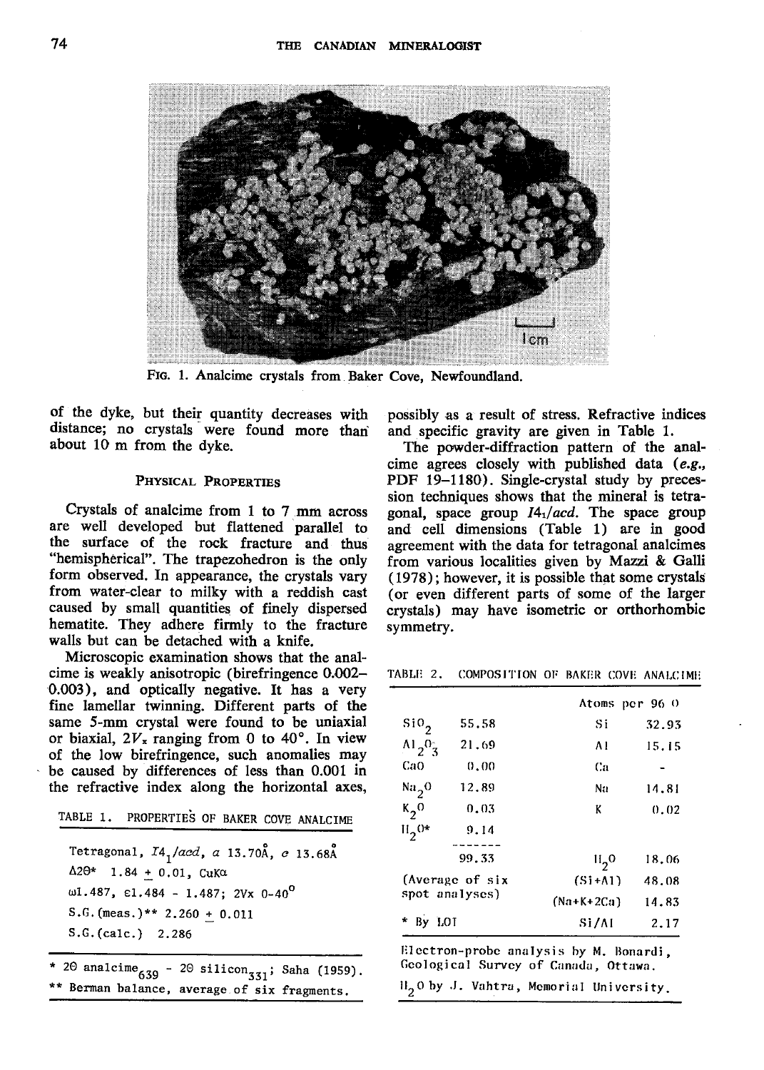FIG. 1. Analcime crystals from Baker Cove, Newfoundland.

of the dyke, but their quantity decreases with distance; no crystals were found more than about 10 m from the dyke.

## PHYSICAL PROPERTIES

Crystals of analcime from 1 to 7 mm across are well developed but flattened parallel to the surface of the rock fracture and thus "hemispherical". The trapezohedron is the only form observed. In appearance, the crystals vary from water-clear to milky with a reddish cast caused by small quantities of finely dispersed hematite. They adhere firmly to the fracture walls but can be detached with a knife.

Microscopic examination shows that the analcime is weakly anisotropic (birefringence 0.002–0.003), and optically negative. It has a very fine lamellar twinning. Different parts of the same 5-mm crystal were found to be uniaxial or biaxial, $2V_x$ ranging from 0 to 40°. In view of the low birefringence, such anomalies may be caused by differences of less than 0.001 in the refractive index along the horizontal axes, possibly as a result of stress. Refractive indices and specific gravity are given in Table 1.

TABLE 1. PROPERTIES OF BAKER COVE ANALCIME

Tetragonal, $I4_1/acd$, *a* 13.70Å, *c* 13.68Å

$\Delta 2\theta$* 1.84 ± 0.01, CuKα

ω1.487, ε1.484 - 1.487; 2Vx 0-40°

S.G.(meas.)** 2.260 ± 0.011

S.G.(calc.) 2.286

\* $2\theta$ analcime$_{639}$ - $2\theta$ silicon$_{331}$; Saha (1959).
\*\* Berman balance, average of six fragments.

The powder-diffraction pattern of the analcime agrees closely with published data (*e.g.*, PDF 19–1180). Single-crystal study by precession techniques shows that the mineral is tetragonal, space group $I4_1/acd$. The space group and cell dimensions (Table 1) are in good agreement with the data for tetragonal analcimes from various localities given by Mazzi & Galli (1978); however, it is possible that some crystals (or even different parts of some of the larger crystals) may have isometric or orthorhombic symmetry.

TABLE 2. COMPOSITION OF BAKER COVE ANALCIME

| | | Atoms per 96 O | |
|---|---|---|---|
| $SiO_2$ | 55.58 | Si | 32.93 |
| $Al_2O_3$ | 21.69 | Al | 15.15 |
| CaO | 0.00 | Ca | - |
| $Na_2O$ | 12.89 | Na | 14.81 |
| $K_2O$ | 0.03 | K | 0.02 |
| $H_2O$* | 9.14 | | |
| | 99.33 | $H_2O$ | 18.06 |
| (Average of six spot analyses) | | (Si+Al) | 48.08 |
| | | (Na+K+2Ca) | 14.83 |
| * By LOI | | Si/Al | 2.17 |

Electron-probe analysis by M. Bonardi, Geological Survey of Canada, Ottawa.

$H_2O$ by J. Vahtra, Memorial University.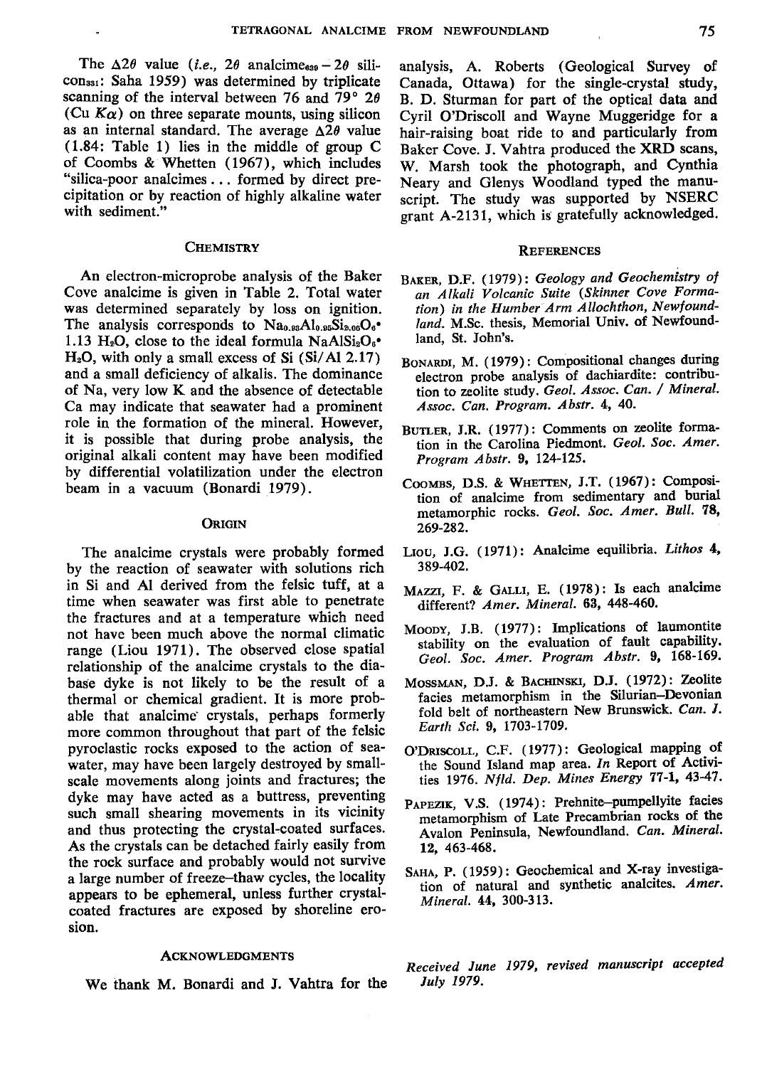The $\Delta 2\theta$ value (*i.e.*, $2\theta$ analcime$_{639}$ − $2\theta$ silicon$_{331}$: Saha 1959) was determined by triplicate scanning of the interval between 76 and 79° $2\theta$ (Cu $K\alpha$) on three separate mounts, using silicon as an internal standard. The average $\Delta 2\theta$ value (1.84: Table 1) lies in the middle of group C of Coombs & Whetten (1967), which includes "silica-poor analcimes . . . formed by direct precipitation or by reaction of highly alkaline water with sediment."

## Chemistry

An electron-microprobe analysis of the Baker Cove analcime is given in Table 2. Total water was determined separately by loss on ignition. The analysis corresponds to $Na_{0.93}Al_{0.95}Si_{2.06}O_6 \cdot 1.13\,H_2O$, close to the ideal formula $NaAlSi_2O_6 \cdot H_2O$, with only a small excess of Si (Si/Al 2.17) and a small deficiency of alkalis. The dominance of Na, very low K and the absence of detectable Ca may indicate that seawater had a prominent role in the formation of the mineral. However, it is possible that during probe analysis, the original alkali content may have been modified by differential volatilization under the electron beam in a vacuum (Bonardi 1979).

## Origin

The analcime crystals were probably formed by the reaction of seawater with solutions rich in Si and Al derived from the felsic tuff, at a time when seawater was first able to penetrate the fractures and at a temperature which need not have been much above the normal climatic range (Liou 1971). The observed close spatial relationship of the analcime crystals to the diabase dyke is not likely to be the result of a thermal or chemical gradient. It is more probable that analcime crystals, perhaps formerly more common throughout that part of the felsic pyroclastic rocks exposed to the action of seawater, may have been largely destroyed by small-scale movements along joints and fractures; the dyke may have acted as a buttress, preventing such small shearing movements in its vicinity and thus protecting the crystal-coated surfaces. As the crystals can be detached fairly easily from the rock surface and probably would not survive a large number of freeze–thaw cycles, the locality appears to be ephemeral, unless further crystal-coated fractures are exposed by shoreline erosion.

## Acknowledgments

We thank M. Bonardi and J. Vahtra for the analysis, A. Roberts (Geological Survey of Canada, Ottawa) for the single-crystal study, B. D. Sturman for part of the optical data and Cyril O'Driscoll and Wayne Muggeridge for a hair-raising boat ride to and particularly from Baker Cove. J. Vahtra produced the XRD scans, W. Marsh took the photograph, and Cynthia Neary and Glenys Woodland typed the manuscript. The study was supported by NSERC grant A-2131, which is gratefully acknowledged.

## References

Baker, D.F. (1979): *Geology and Geochemistry of an Alkali Volcanic Suite (Skinner Cove Formation) in the Humber Arm Allochthon, Newfoundland.* M.Sc. thesis, Memorial Univ. of Newfoundland, St. John's.

Bonardi, M. (1979): Compositional changes during electron probe analysis of dachiardite: contribution to zeolite study. *Geol. Assoc. Can. / Mineral. Assoc. Can. Program. Abstr.* **4**, 40.

Butler, J.R. (1977): Comments on zeolite formation in the Carolina Piedmont. *Geol. Soc. Amer. Program Abstr.* **9**, 124-125.

Coombs, D.S. & Whetten, J.T. (1967): Composition of analcime from sedimentary and burial metamorphic rocks. *Geol. Soc. Amer. Bull.* **78**, 269-282.

Liou, J.G. (1971): Analcime equilibria. *Lithos* **4**, 389-402.

Mazzi, F. & Galli, E. (1978): Is each analcime different? *Amer. Mineral.* **63**, 448-460.

Moody, J.B. (1977): Implications of laumontite stability on the evaluation of fault capability. *Geol. Soc. Amer. Program Abstr.* **9**, 168-169.

Mossman, D.J. & Bachinski, D.J. (1972): Zeolite facies metamorphism in the Silurian–Devonian fold belt of northeastern New Brunswick. *Can. J. Earth Sci.* **9**, 1703-1709.

O'Driscoll, C.F. (1977): Geological mapping of the Sound Island map area. *In* Report of Activities 1976. *Nfld. Dep. Mines Energy* **77-1**, 43-47.

Papezik, V.S. (1974): Prehnite–pumpellyite facies metamorphism of Late Precambrian rocks of the Avalon Peninsula, Newfoundland. *Can. Mineral.* **12**, 463-468.

Saha, P. (1959): Geochemical and X-ray investigation of natural and synthetic analcites. *Amer. Mineral.* **44**, 300-313.

*Received June 1979, revised manuscript accepted July 1979.*